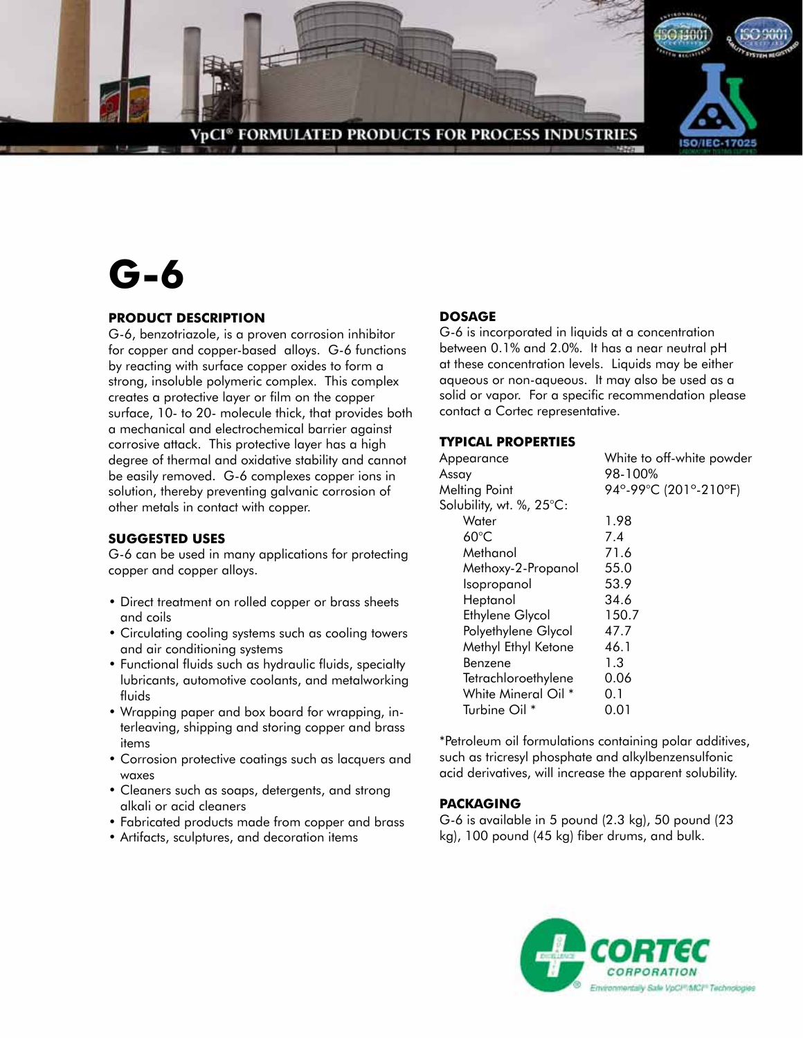VpCI® FORMULATED PRODUCTS FOR PROCESS INDUSTRIES

# G-6

## PRODUCT DESCRIPTION

G-6, benzotriazole, is a proven corrosion inhibitor for copper and copper-based alloys. G-6 functions by reacting with surface copper oxides to form a strong, insoluble polymeric complex. This complex creates a protective layer or film on the copper surface, 10- to 20- molecule thick, that provides both a mechanical and electrochemical barrier against corrosive attack. This protective layer has a high degree of thermal and oxidative stability and cannot be easily removed. G-6 complexes copper ions in solution, thereby preventing galvanic corrosion of other metals in contact with copper.

## SUGGESTED USES

G-6 can be used in many applications for protecting copper and copper alloys.

- Direct treatment on rolled copper or brass sheets and coils
- Circulating cooling systems such as cooling towers and air conditioning systems
- Functional fluids such as hydraulic fluids, specialty lubricants, automotive coolants, and metalworking fluids
- Wrapping paper and box board for wrapping, interleaving, shipping and storing copper and brass items
- Corrosion protective coatings such as lacquers and waxes
- Cleaners such as soaps, detergents, and strong alkali or acid cleaners
- Fabricated products made from copper and brass
- Artifacts, sculptures, and decoration items

## DOSAGE

G-6 is incorporated in liquids at a concentration between 0.1% and 2.0%. It has a near neutral pH at these concentration levels. Liquids may be either aqueous or non-aqueous. It may also be used as a solid or vapor. For a specific recommendation please contact a Cortec representative.

## TYPICAL PROPERTIES

| | |
|---|---|
| Appearance | White to off-white powder |
| Assay | 98-100% |
| Melting Point | 94°-99°C (201°-210°F) |
| Solubility, wt. %, 25°C: | |
| Water | 1.98 |
| 60°C | 7.4 |
| Methanol | 71.6 |
| Methoxy-2-Propanol | 55.0 |
| Isopropanol | 53.9 |
| Heptanol | 34.6 |
| Ethylene Glycol | 150.7 |
| Polyethylene Glycol | 47.7 |
| Methyl Ethyl Ketone | 46.1 |
| Benzene | 1.3 |
| Tetrachloroethylene | 0.06 |
| White Mineral Oil * | 0.1 |
| Turbine Oil * | 0.01 |

*Petroleum oil formulations containing polar additives, such as tricresyl phosphate and alkylbenzensulfonic acid derivatives, will increase the apparent solubility.

## PACKAGING

G-6 is available in 5 pound (2.3 kg), 50 pound (23 kg), 100 pound (45 kg) fiber drums, and bulk.

CORTEC CORPORATION
Environmentally Safe VpCI®/MCI® Technologies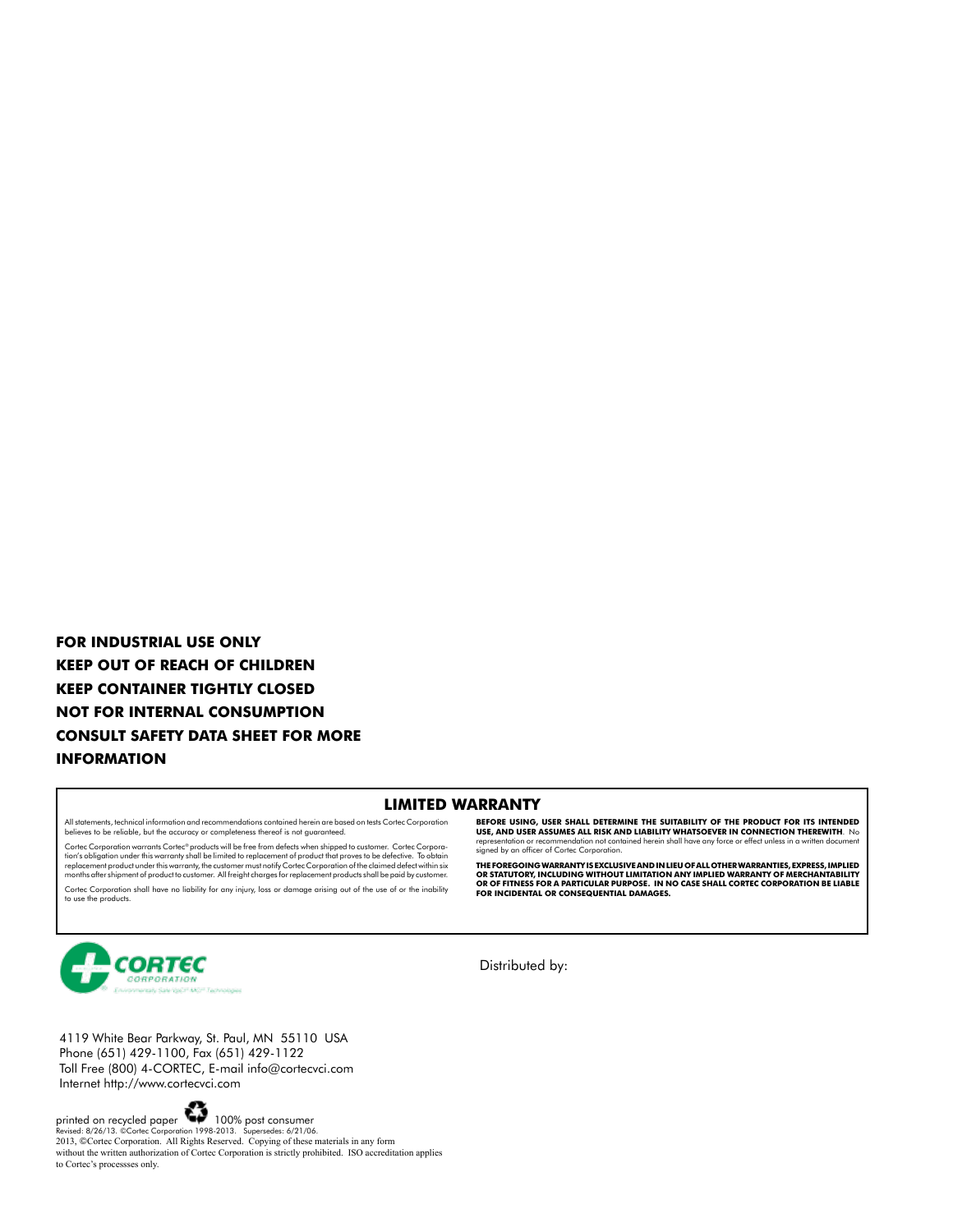**FOR INDUSTRIAL USE ONLY**
**KEEP OUT OF REACH OF CHILDREN**
**KEEP CONTAINER TIGHTLY CLOSED**
**NOT FOR INTERNAL CONSUMPTION**
**CONSULT SAFETY DATA SHEET FOR MORE INFORMATION**

## LIMITED WARRANTY

All statements, technical information and recommendations contained herein are based on tests Cortec Corporation believes to be reliable, but the accuracy or completeness thereof is not guaranteed.

Cortec Corporation warrants Cortec® products will be free from defects when shipped to customer. Cortec Corporation's obligation under this warranty shall be limited to replacement of product that proves to be defective. To obtain replacement product under this warranty, the customer must notify Cortec Corporation of the claimed defect within six months after shipment of product to customer. All freight charges for replacement products shall be paid by customer.

Cortec Corporation shall have no liability for any injury, loss or damage arising out of the use of or the inability to use the products.

**BEFORE USING, USER SHALL DETERMINE THE SUITABILITY OF THE PRODUCT FOR ITS INTENDED USE, AND USER ASSUMES ALL RISK AND LIABILITY WHATSOEVER IN CONNECTION THEREWITH**. No representation or recommendation not contained herein shall have any force or effect unless in a written document signed by an officer of Cortec Corporation.

**THE FOREGOING WARRANTY IS EXCLUSIVE AND IN LIEU OF ALL OTHER WARRANTIES, EXPRESS, IMPLIED OR STATUTORY, INCLUDING WITHOUT LIMITATION ANY IMPLIED WARRANTY OF MERCHANTABILITY OR OF FITNESS FOR A PARTICULAR PURPOSE. IN NO CASE SHALL CORTEC CORPORATION BE LIABLE FOR INCIDENTAL OR CONSEQUENTIAL DAMAGES.**

CORTEC CORPORATION
Environmentally Safe VpCI®/MCI® Technologies

Distributed by:

4119 White Bear Parkway, St. Paul, MN 55110 USA
Phone (651) 429-1100, Fax (651) 429-1122
Toll Free (800) 4-CORTEC, E-mail info@cortecvci.com
Internet http://www.cortecvci.com

printed on recycled paper 100% post consumer
Revised: 8/26/13. ©Cortec Corporation 1998-2013. Supersedes: 6/21/06.
2013, ©Cortec Corporation. All Rights Reserved. Copying of these materials in any form without the written authorization of Cortec Corporation is strictly prohibited. ISO accreditation applies to Cortec's processses only.